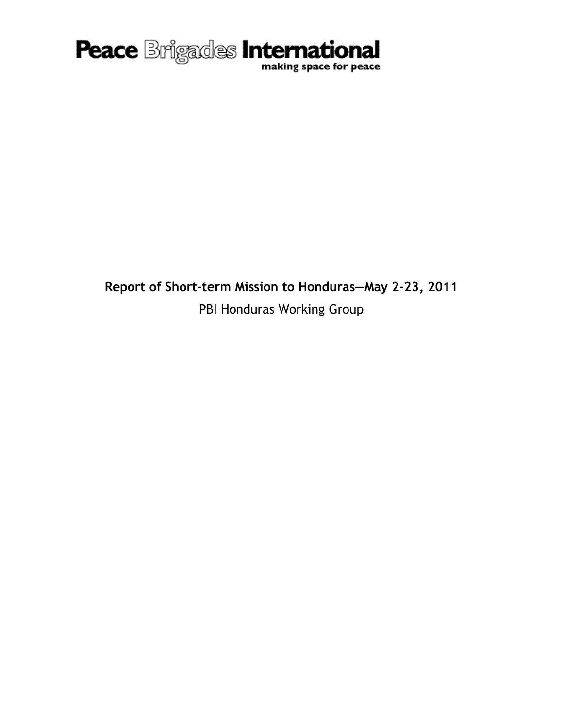**Peace Brigades International**
making space for peace

# Report of Short-term Mission to Honduras—May 2-23, 2011

PBI Honduras Working Group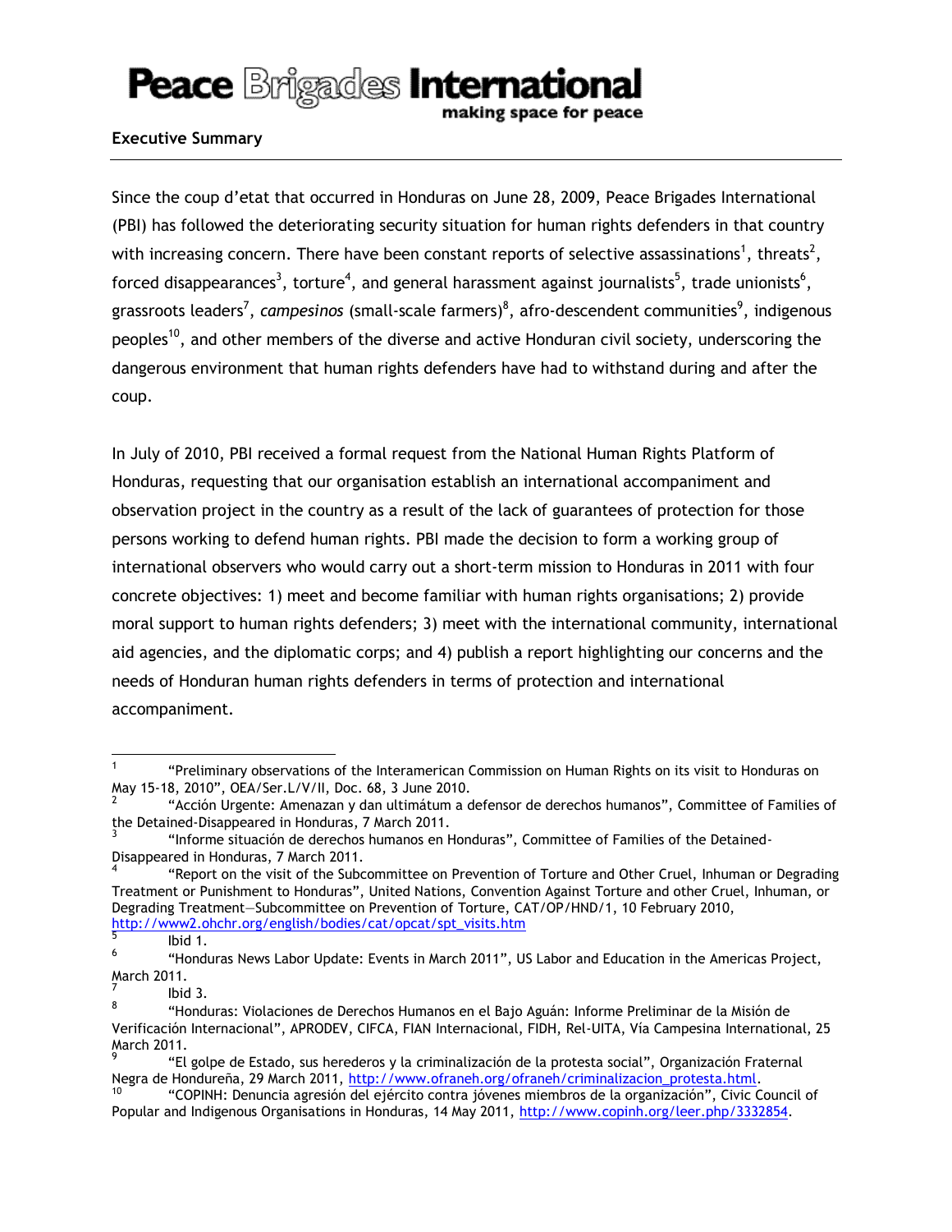## Executive Summary

Since the coup d'etat that occurred in Honduras on June 28, 2009, Peace Brigades International (PBI) has followed the deteriorating security situation for human rights defenders in that country with increasing concern. There have been constant reports of selective assassinations[1], threats[2], forced disappearances[3], torture[4], and general harassment against journalists[5], trade unionists[6], grassroots leaders[7], *campesinos* (small-scale farmers)[8], afro-descendent communities[9], indigenous peoples[10], and other members of the diverse and active Honduran civil society, underscoring the dangerous environment that human rights defenders have had to withstand during and after the coup.

In July of 2010, PBI received a formal request from the National Human Rights Platform of Honduras, requesting that our organisation establish an international accompaniment and observation project in the country as a result of the lack of guarantees of protection for those persons working to defend human rights. PBI made the decision to form a working group of international observers who would carry out a short-term mission to Honduras in 2011 with four concrete objectives: 1) meet and become familiar with human rights organisations; 2) provide moral support to human rights defenders; 3) meet with the international community, international aid agencies, and the diplomatic corps; and 4) publish a report highlighting our concerns and the needs of Honduran human rights defenders in terms of protection and international accompaniment.

---

[1] "Preliminary observations of the Interamerican Commission on Human Rights on its visit to Honduras on May 15-18, 2010", OEA/Ser.L/V/II, Doc. 68, 3 June 2010.

[2] "Acción Urgente: Amenazan y dan ultimátum a defensor de derechos humanos", Committee of Families of the Detained-Disappeared in Honduras, 7 March 2011.

[3] "Informe situación de derechos humanos en Honduras", Committee of Families of the Detained-Disappeared in Honduras, 7 March 2011.

[4] "Report on the visit of the Subcommittee on Prevention of Torture and Other Cruel, Inhuman or Degrading Treatment or Punishment to Honduras", United Nations, Convention Against Torture and other Cruel, Inhuman, or Degrading Treatment—Subcommittee on Prevention of Torture, CAT/OP/HND/1, 10 February 2010, http://www2.ohchr.org/english/bodies/cat/opcat/spt_visits.htm

[5] Ibid 1.

[6] "Honduras News Labor Update: Events in March 2011", US Labor and Education in the Americas Project, March 2011.

[7] Ibid 3.

[8] "Honduras: Violaciones de Derechos Humanos en el Bajo Aguán: Informe Preliminar de la Misión de Verificación Internacional", APRODEV, CIFCA, FIAN Internacional, FIDH, Rel-UITA, Vía Campesina International, 25 March 2011.

[9] "El golpe de Estado, sus herederos y la criminalización de la protesta social", Organización Fraternal Negra de Hondureña, 29 March 2011, http://www.ofraneh.org/ofraneh/criminalizacion_protesta.html.

[10] "COPINH: Denuncia agresión del ejército contra jóvenes miembros de la organización", Civic Council of Popular and Indigenous Organisations in Honduras, 14 May 2011, http://www.copinh.org/leer.php/3332854.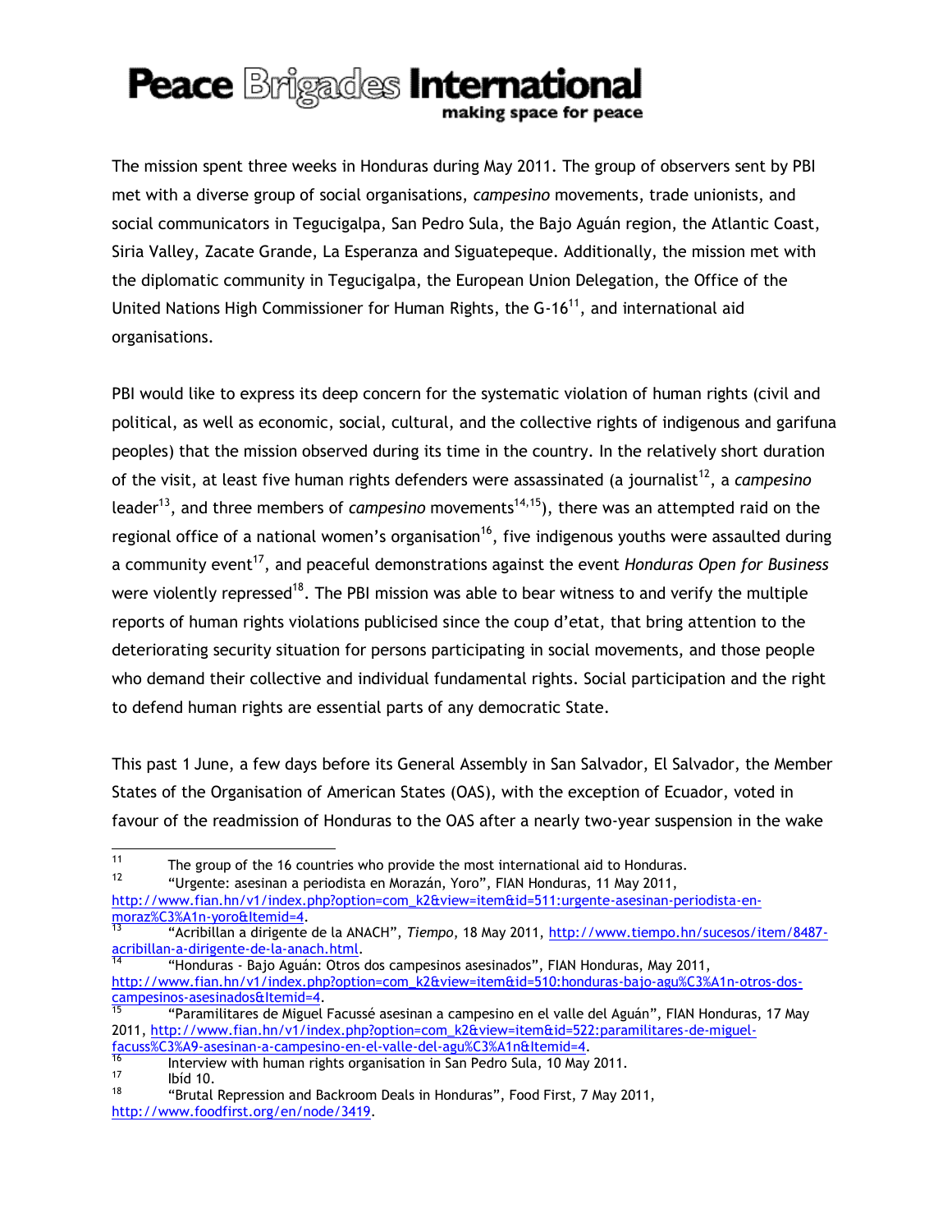The mission spent three weeks in Honduras during May 2011. The group of observers sent by PBI met with a diverse group of social organisations, *campesino* movements, trade unionists, and social communicators in Tegucigalpa, San Pedro Sula, the Bajo Aguán region, the Atlantic Coast, Siria Valley, Zacate Grande, La Esperanza and Siguatepeque. Additionally, the mission met with the diplomatic community in Tegucigalpa, the European Union Delegation, the Office of the United Nations High Commissioner for Human Rights, the G-16[11], and international aid organisations.

PBI would like to express its deep concern for the systematic violation of human rights (civil and political, as well as economic, social, cultural, and the collective rights of indigenous and garifuna peoples) that the mission observed during its time in the country. In the relatively short duration of the visit, at least five human rights defenders were assassinated (a journalist[12], a *campesino* leader[13], and three members of *campesino* movements[14,15]), there was an attempted raid on the regional office of a national women's organisation[16], five indigenous youths were assaulted during a community event[17], and peaceful demonstrations against the event *Honduras Open for Business* were violently repressed[18]. The PBI mission was able to bear witness to and verify the multiple reports of human rights violations publicised since the coup d'etat, that bring attention to the deteriorating security situation for persons participating in social movements, and those people who demand their collective and individual fundamental rights. Social participation and the right to defend human rights are essential parts of any democratic State.

This past 1 June, a few days before its General Assembly in San Salvador, El Salvador, the Member States of the Organisation of American States (OAS), with the exception of Ecuador, voted in favour of the readmission of Honduras to the OAS after a nearly two-year suspension in the wake

---

[11] The group of the 16 countries who provide the most international aid to Honduras.

[12] "Urgente: asesinan a periodista en Morazán, Yoro", FIAN Honduras, 11 May 2011, http://www.fian.hn/v1/index.php?option=com_k2&view=item&id=511:urgente-asesinan-periodista-en-moraz%C3%A1n-yoro&Itemid=4.

[13] "Acribillan a dirigente de la ANACH", *Tiempo*, 18 May 2011, http://www.tiempo.hn/sucesos/item/8487-acribillan-a-dirigente-de-la-anach.html.

[14] "Honduras - Bajo Aguán: Otros dos campesinos asesinados", FIAN Honduras, May 2011, http://www.fian.hn/v1/index.php?option=com_k2&view=item&id=510:honduras-bajo-agu%C3%A1n-otros-dos-campesinos-asesinados&Itemid=4.

[15] "Paramilitares de Miguel Facussé asesinan a campesino en el valle del Aguán", FIAN Honduras, 17 May 2011, http://www.fian.hn/v1/index.php?option=com_k2&view=item&id=522:paramilitares-de-miguel-facuss%C3%A9-asesinan-a-campesino-en-el-valle-del-agu%C3%A1n&Itemid=4.

[16] Interview with human rights organisation in San Pedro Sula, 10 May 2011.

[17] Ibíd 10.

[18] "Brutal Repression and Backroom Deals in Honduras", Food First, 7 May 2011, http://www.foodfirst.org/en/node/3419.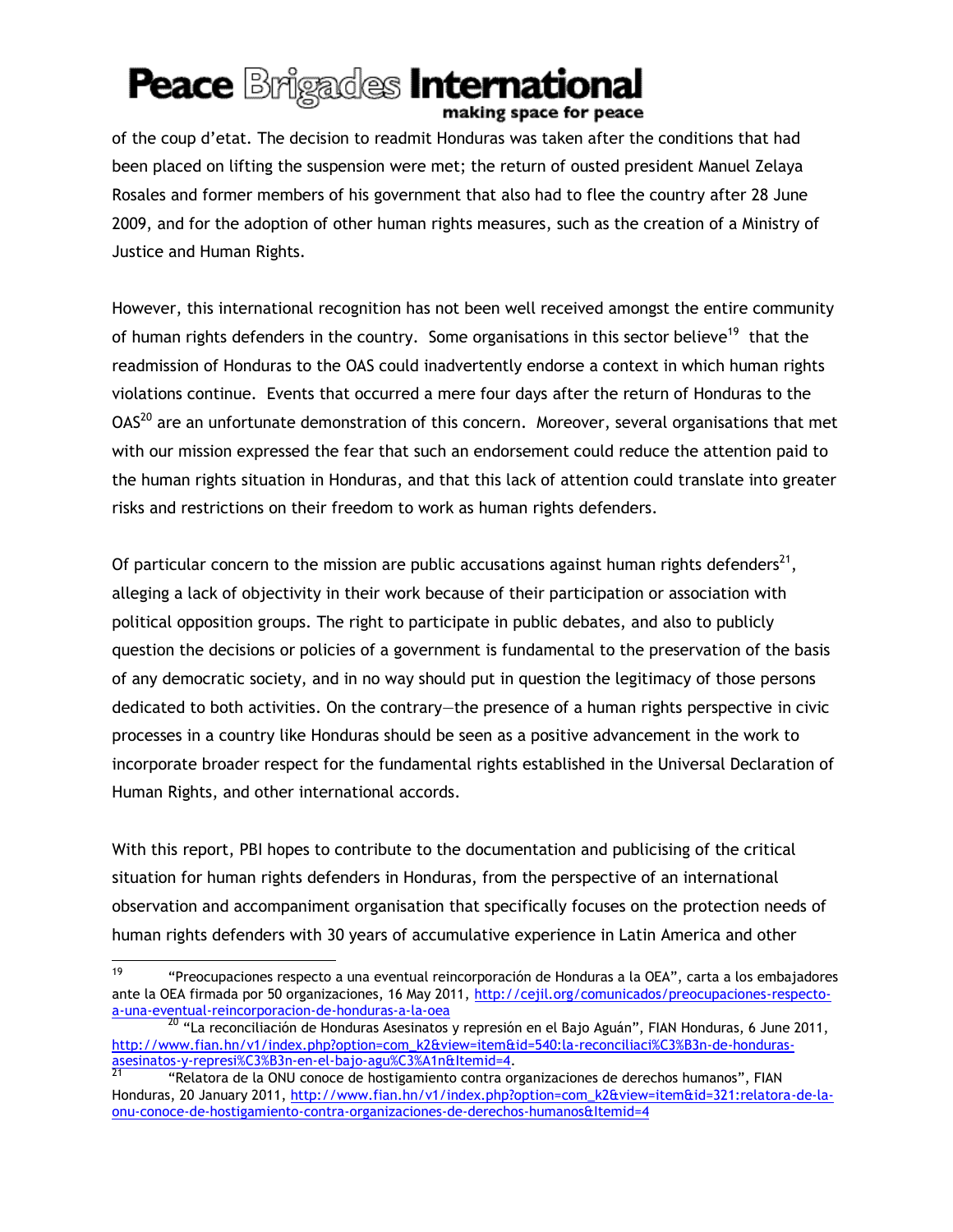of the coup d'etat. The decision to readmit Honduras was taken after the conditions that had been placed on lifting the suspension were met; the return of ousted president Manuel Zelaya Rosales and former members of his government that also had to flee the country after 28 June 2009, and for the adoption of other human rights measures, such as the creation of a Ministry of Justice and Human Rights.

However, this international recognition has not been well received amongst the entire community of human rights defenders in the country. Some organisations in this sector believe[19] that the readmission of Honduras to the OAS could inadvertently endorse a context in which human rights violations continue. Events that occurred a mere four days after the return of Honduras to the OAS[20] are an unfortunate demonstration of this concern. Moreover, several organisations that met with our mission expressed the fear that such an endorsement could reduce the attention paid to the human rights situation in Honduras, and that this lack of attention could translate into greater risks and restrictions on their freedom to work as human rights defenders.

Of particular concern to the mission are public accusations against human rights defenders[21], alleging a lack of objectivity in their work because of their participation or association with political opposition groups. The right to participate in public debates, and also to publicly question the decisions or policies of a government is fundamental to the preservation of the basis of any democratic society, and in no way should put in question the legitimacy of those persons dedicated to both activities. On the contrary—the presence of a human rights perspective in civic processes in a country like Honduras should be seen as a positive advancement in the work to incorporate broader respect for the fundamental rights established in the Universal Declaration of Human Rights, and other international accords.

With this report, PBI hopes to contribute to the documentation and publicising of the critical situation for human rights defenders in Honduras, from the perspective of an international observation and accompaniment organisation that specifically focuses on the protection needs of human rights defenders with 30 years of accumulative experience in Latin America and other

---

[19] "Preocupaciones respecto a una eventual reincorporación de Honduras a la OEA", carta a los embajadores ante la OEA firmada por 50 organizaciones, 16 May 2011, http://cejil.org/comunicados/preocupaciones-respecto-a-una-eventual-reincorporacion-de-honduras-a-la-oea

[20] "La reconciliación de Honduras Asesinatos y represión en el Bajo Aguán", FIAN Honduras, 6 June 2011, http://www.fian.hn/v1/index.php?option=com_k2&view=item&id=540:la-reconciliaci%C3%B3n-de-honduras-asesinatos-y-represi%C3%B3n-en-el-bajo-agu%C3%A1n&Itemid=4.

[21] "Relatora de la ONU conoce de hostigamiento contra organizaciones de derechos humanos", FIAN Honduras, 20 January 2011, http://www.fian.hn/v1/index.php?option=com_k2&view=item&id=321:relatora-de-la-onu-conoce-de-hostigamiento-contra-organizaciones-de-derechos-humanos&Itemid=4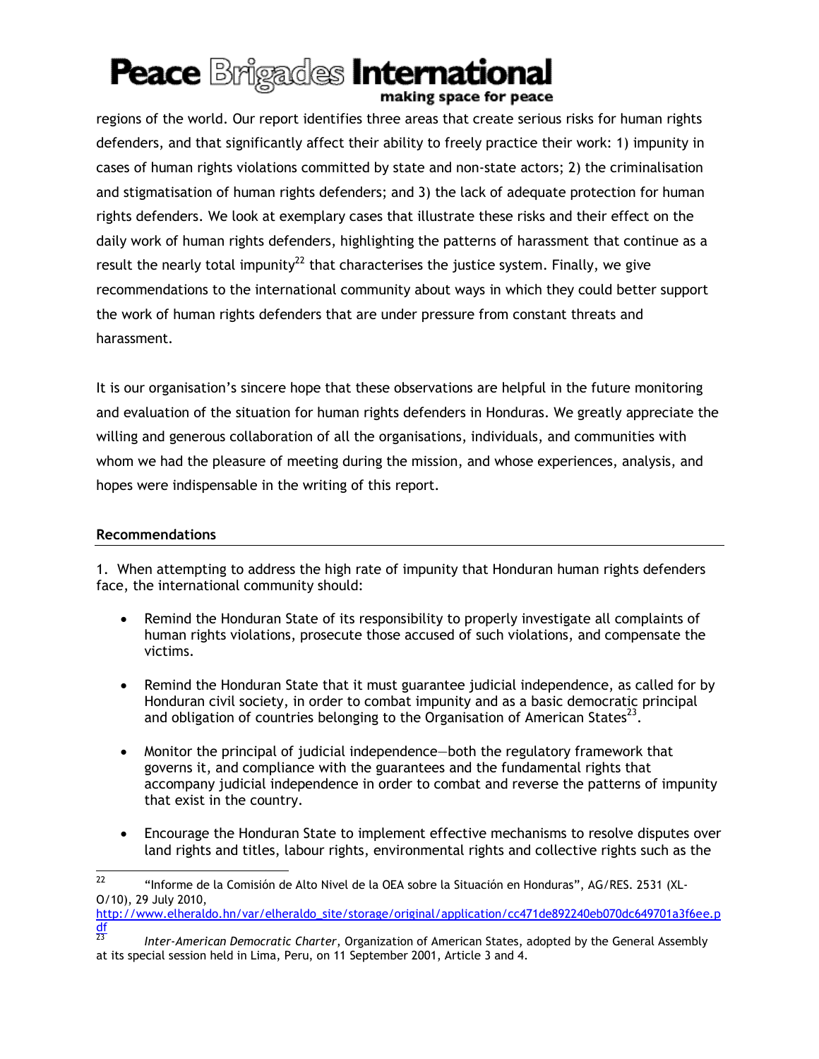regions of the world. Our report identifies three areas that create serious risks for human rights defenders, and that significantly affect their ability to freely practice their work: 1) impunity in cases of human rights violations committed by state and non-state actors; 2) the criminalisation and stigmatisation of human rights defenders; and 3) the lack of adequate protection for human rights defenders. We look at exemplary cases that illustrate these risks and their effect on the daily work of human rights defenders, highlighting the patterns of harassment that continue as a result the nearly total impunity[22] that characterises the justice system. Finally, we give recommendations to the international community about ways in which they could better support the work of human rights defenders that are under pressure from constant threats and harassment.

It is our organisation's sincere hope that these observations are helpful in the future monitoring and evaluation of the situation for human rights defenders in Honduras. We greatly appreciate the willing and generous collaboration of all the organisations, individuals, and communities with whom we had the pleasure of meeting during the mission, and whose experiences, analysis, and hopes were indispensable in the writing of this report.

## Recommendations

1. When attempting to address the high rate of impunity that Honduran human rights defenders face, the international community should:

- Remind the Honduran State of its responsibility to properly investigate all complaints of human rights violations, prosecute those accused of such violations, and compensate the victims.

- Remind the Honduran State that it must guarantee judicial independence, as called for by Honduran civil society, in order to combat impunity and as a basic democratic principal and obligation of countries belonging to the Organisation of American States[23].

- Monitor the principal of judicial independence—both the regulatory framework that governs it, and compliance with the guarantees and the fundamental rights that accompany judicial independence in order to combat and reverse the patterns of impunity that exist in the country.

- Encourage the Honduran State to implement effective mechanisms to resolve disputes over land rights and titles, labour rights, environmental rights and collective rights such as the

---

[22] "Informe de la Comisión de Alto Nivel de la OEA sobre la Situación en Honduras", AG/RES. 2531 (XL-O/10), 29 July 2010, http://www.elheraldo.hn/var/elheraldo_site/storage/original/application/cc471de892240eb070dc649701a3f6ee.pdf

[23] *Inter-American Democratic Charter*, Organization of American States, adopted by the General Assembly at its special session held in Lima, Peru, on 11 September 2001, Article 3 and 4.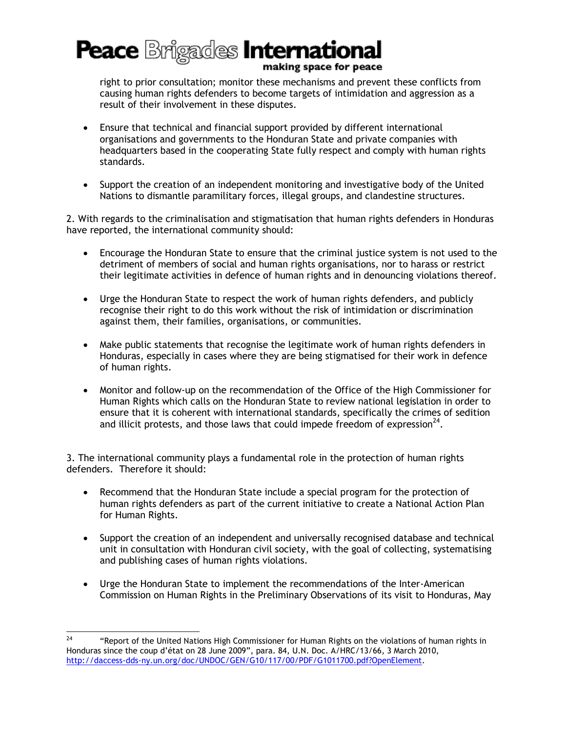right to prior consultation; monitor these mechanisms and prevent these conflicts from causing human rights defenders to become targets of intimidation and aggression as a result of their involvement in these disputes.

- Ensure that technical and financial support provided by different international organisations and governments to the Honduran State and private companies with headquarters based in the cooperating State fully respect and comply with human rights standards.

- Support the creation of an independent monitoring and investigative body of the United Nations to dismantle paramilitary forces, illegal groups, and clandestine structures.

2. With regards to the criminalisation and stigmatisation that human rights defenders in Honduras have reported, the international community should:

- Encourage the Honduran State to ensure that the criminal justice system is not used to the detriment of members of social and human rights organisations, nor to harass or restrict their legitimate activities in defence of human rights and in denouncing violations thereof.

- Urge the Honduran State to respect the work of human rights defenders, and publicly recognise their right to do this work without the risk of intimidation or discrimination against them, their families, organisations, or communities.

- Make public statements that recognise the legitimate work of human rights defenders in Honduras, especially in cases where they are being stigmatised for their work in defence of human rights.

- Monitor and follow-up on the recommendation of the Office of the High Commissioner for Human Rights which calls on the Honduran State to review national legislation in order to ensure that it is coherent with international standards, specifically the crimes of sedition and illicit protests, and those laws that could impede freedom of expression[24].

3. The international community plays a fundamental role in the protection of human rights defenders. Therefore it should:

- Recommend that the Honduran State include a special program for the protection of human rights defenders as part of the current initiative to create a National Action Plan for Human Rights.

- Support the creation of an independent and universally recognised database and technical unit in consultation with Honduran civil society, with the goal of collecting, systematising and publishing cases of human rights violations.

- Urge the Honduran State to implement the recommendations of the Inter-American Commission on Human Rights in the Preliminary Observations of its visit to Honduras, May

---

[24] "Report of the United Nations High Commissioner for Human Rights on the violations of human rights in Honduras since the coup d'état on 28 June 2009", para. 84, U.N. Doc. A/HRC/13/66, 3 March 2010, http://daccess-dds-ny.un.org/doc/UNDOC/GEN/G10/117/00/PDF/G1011700.pdf?OpenElement.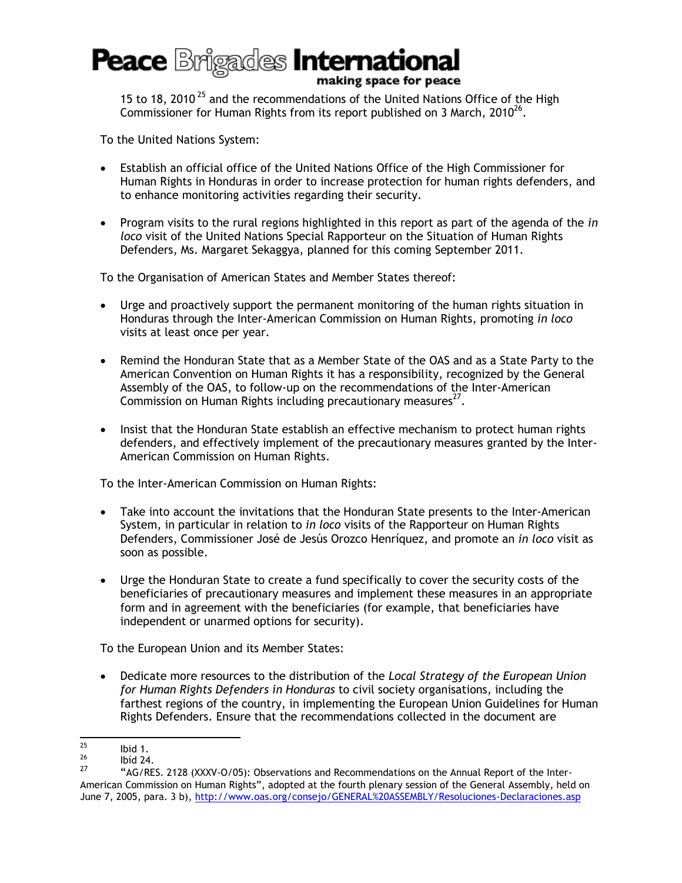15 to 18, 2010[25] and the recommendations of the United Nations Office of the High Commissioner for Human Rights from its report published on 3 March, 2010[26].

To the United Nations System:

- Establish an official office of the United Nations Office of the High Commissioner for Human Rights in Honduras in order to increase protection for human rights defenders, and to enhance monitoring activities regarding their security.

- Program visits to the rural regions highlighted in this report as part of the agenda of the *in loco* visit of the United Nations Special Rapporteur on the Situation of Human Rights Defenders, Ms. Margaret Sekaggya, planned for this coming September 2011.

To the Organisation of American States and Member States thereof:

- Urge and proactively support the permanent monitoring of the human rights situation in Honduras through the Inter-American Commission on Human Rights, promoting *in loco* visits at least once per year.

- Remind the Honduran State that as a Member State of the OAS and as a State Party to the American Convention on Human Rights it has a responsibility, recognized by the General Assembly of the OAS, to follow-up on the recommendations of the Inter-American Commission on Human Rights including precautionary measures[27].

- Insist that the Honduran State establish an effective mechanism to protect human rights defenders, and effectively implement of the precautionary measures granted by the Inter-American Commission on Human Rights.

To the Inter-American Commission on Human Rights:

- Take into account the invitations that the Honduran State presents to the Inter-American System, in particular in relation to *in loco* visits of the Rapporteur on Human Rights Defenders, Commissioner José de Jesús Orozco Henríquez, and promote an *in loco* visit as soon as possible.

- Urge the Honduran State to create a fund specifically to cover the security costs of the beneficiaries of precautionary measures and implement these measures in an appropriate form and in agreement with the beneficiaries (for example, that beneficiaries have independent or unarmed options for security).

To the European Union and its Member States:

- Dedicate more resources to the distribution of the *Local Strategy of the European Union for Human Rights Defenders in Honduras* to civil society organisations, including the farthest regions of the country, in implementing the European Union Guidelines for Human Rights Defenders. Ensure that the recommendations collected in the document are

---

[25] Ibid 1.

[26] Ibid 24.

[27] "AG/RES. 2128 (XXXV-O/05): Observations and Recommendations on the Annual Report of the Inter-American Commission on Human Rights", adopted at the fourth plenary session of the General Assembly, held on June 7, 2005, para. 3 b), http://www.oas.org/consejo/GENERAL%20ASSEMBLY/Resoluciones-Declaraciones.asp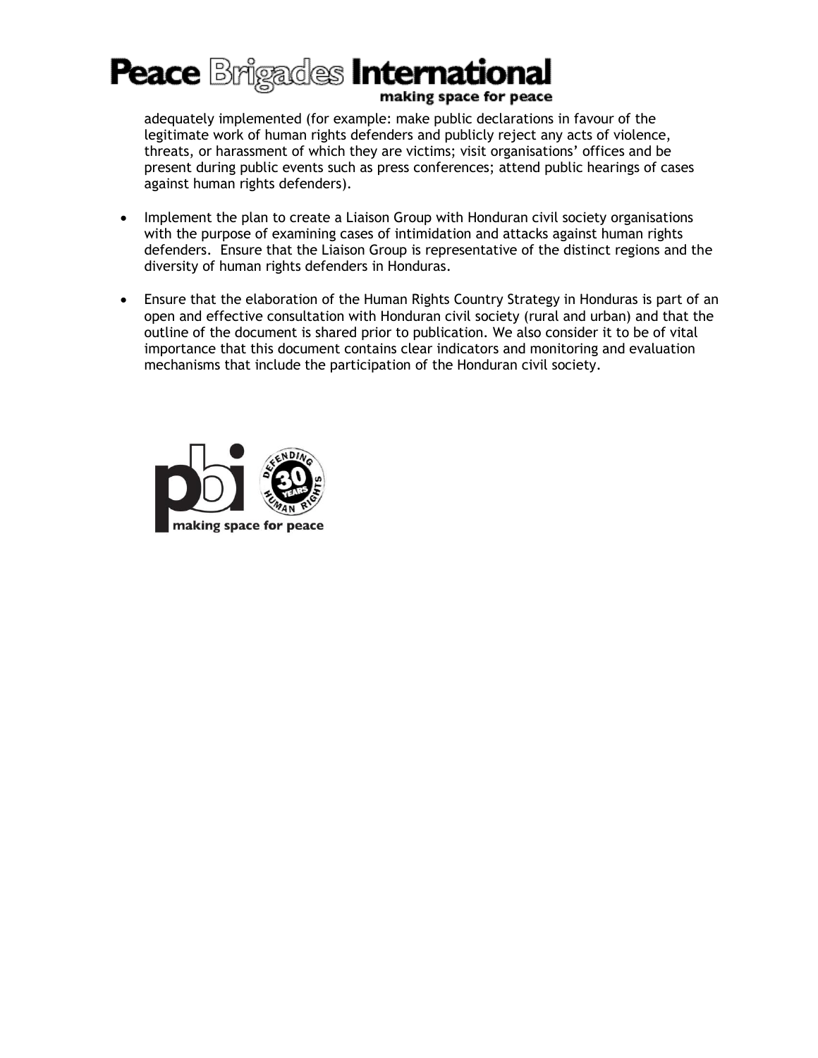adequately implemented (for example: make public declarations in favour of the legitimate work of human rights defenders and publicly reject any acts of violence, threats, or harassment of which they are victims; visit organisations' offices and be present during public events such as press conferences; attend public hearings of cases against human rights defenders).

- Implement the plan to create a Liaison Group with Honduran civil society organisations with the purpose of examining cases of intimidation and attacks against human rights defenders. Ensure that the Liaison Group is representative of the distinct regions and the diversity of human rights defenders in Honduras.

- Ensure that the elaboration of the Human Rights Country Strategy in Honduras is part of an open and effective consultation with Honduran civil society (rural and urban) and that the outline of the document is shared prior to publication. We also consider it to be of vital importance that this document contains clear indicators and monitoring and evaluation mechanisms that include the participation of the Honduran civil society.